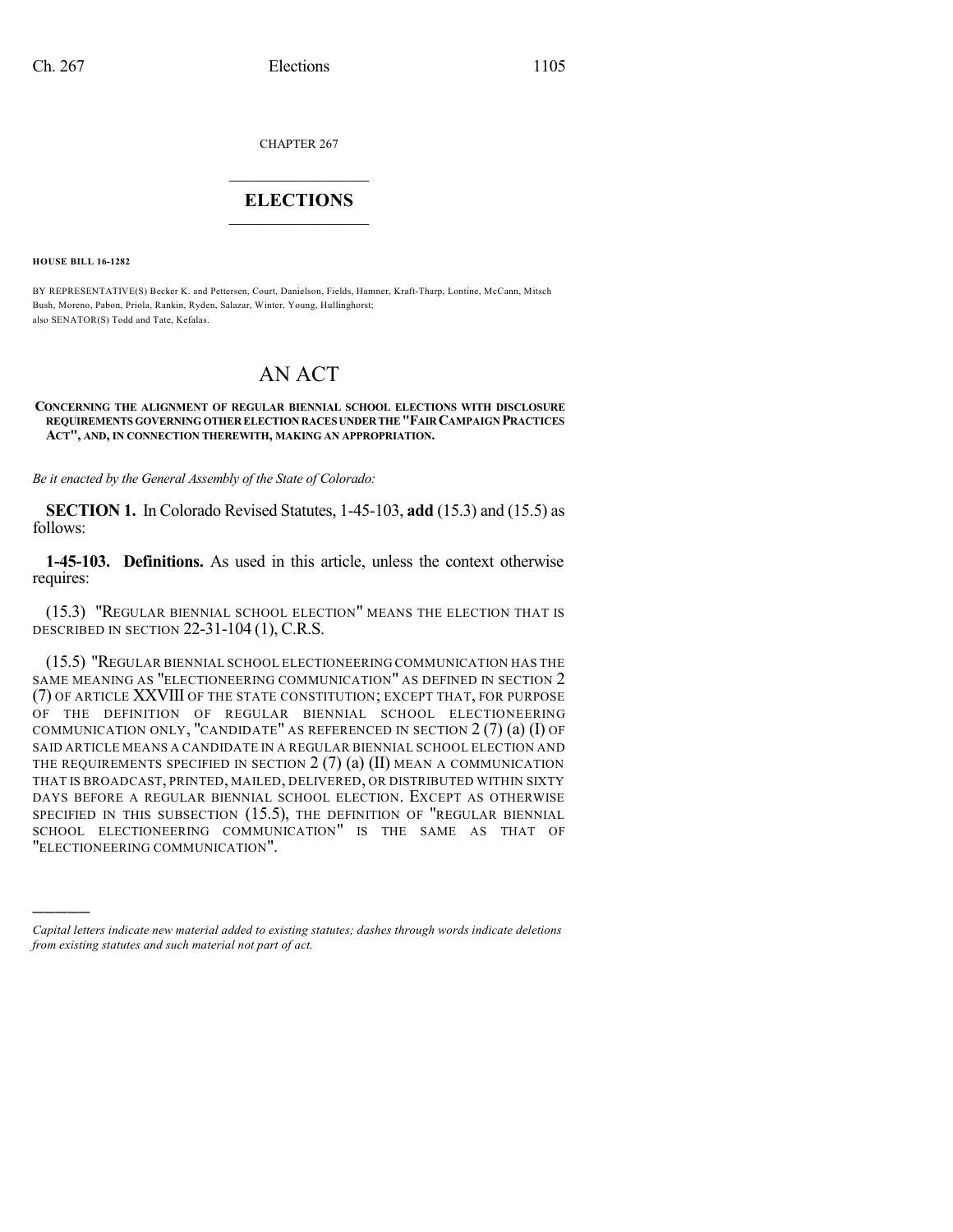CHAPTER 267

# ELECTIONS

**HOUSE BILL 16-1282**

BY REPRESENTATIVE(S) Becker K. and Pettersen, Court, Danielson, Fields, Hamner, Kraft-Tharp, Lontine, McCann, Mitsch Bush, Moreno, Pabon, Priola, Rankin, Ryden, Salazar, Winter, Young, Hullinghorst;
also SENATOR(S) Todd and Tate, Kefalas.

# AN ACT

**CONCERNING THE ALIGNMENT OF REGULAR BIENNIAL SCHOOL ELECTIONS WITH DISCLOSURE REQUIREMENTS GOVERNING OTHER ELECTION RACES UNDER THE "FAIR CAMPAIGN PRACTICES ACT", AND, IN CONNECTION THEREWITH, MAKING AN APPROPRIATION.**

*Be it enacted by the General Assembly of the State of Colorado:*

**SECTION 1.** In Colorado Revised Statutes, 1-45-103, **add** (15.3) and (15.5) as follows:

**1-45-103. Definitions.** As used in this article, unless the context otherwise requires:

(15.3) "REGULAR BIENNIAL SCHOOL ELECTION" MEANS THE ELECTION THAT IS DESCRIBED IN SECTION 22-31-104 (1), C.R.S.

(15.5) "REGULAR BIENNIAL SCHOOL ELECTIONEERING COMMUNICATION HAS THE SAME MEANING AS "ELECTIONEERING COMMUNICATION" AS DEFINED IN SECTION 2 (7) OF ARTICLE XXVIII OF THE STATE CONSTITUTION; EXCEPT THAT, FOR PURPOSE OF THE DEFINITION OF REGULAR BIENNIAL SCHOOL ELECTIONEERING COMMUNICATION ONLY, "CANDIDATE" AS REFERENCED IN SECTION 2 (7) (a) (I) OF SAID ARTICLE MEANS A CANDIDATE IN A REGULAR BIENNIAL SCHOOL ELECTION AND THE REQUIREMENTS SPECIFIED IN SECTION 2 (7) (a) (II) MEAN A COMMUNICATION THAT IS BROADCAST, PRINTED, MAILED, DELIVERED, OR DISTRIBUTED WITHIN SIXTY DAYS BEFORE A REGULAR BIENNIAL SCHOOL ELECTION. EXCEPT AS OTHERWISE SPECIFIED IN THIS SUBSECTION (15.5), THE DEFINITION OF "REGULAR BIENNIAL SCHOOL ELECTIONEERING COMMUNICATION" IS THE SAME AS THAT OF "ELECTIONEERING COMMUNICATION".

---

*Capital letters indicate new material added to existing statutes; dashes through words indicate deletions from existing statutes and such material not part of act.*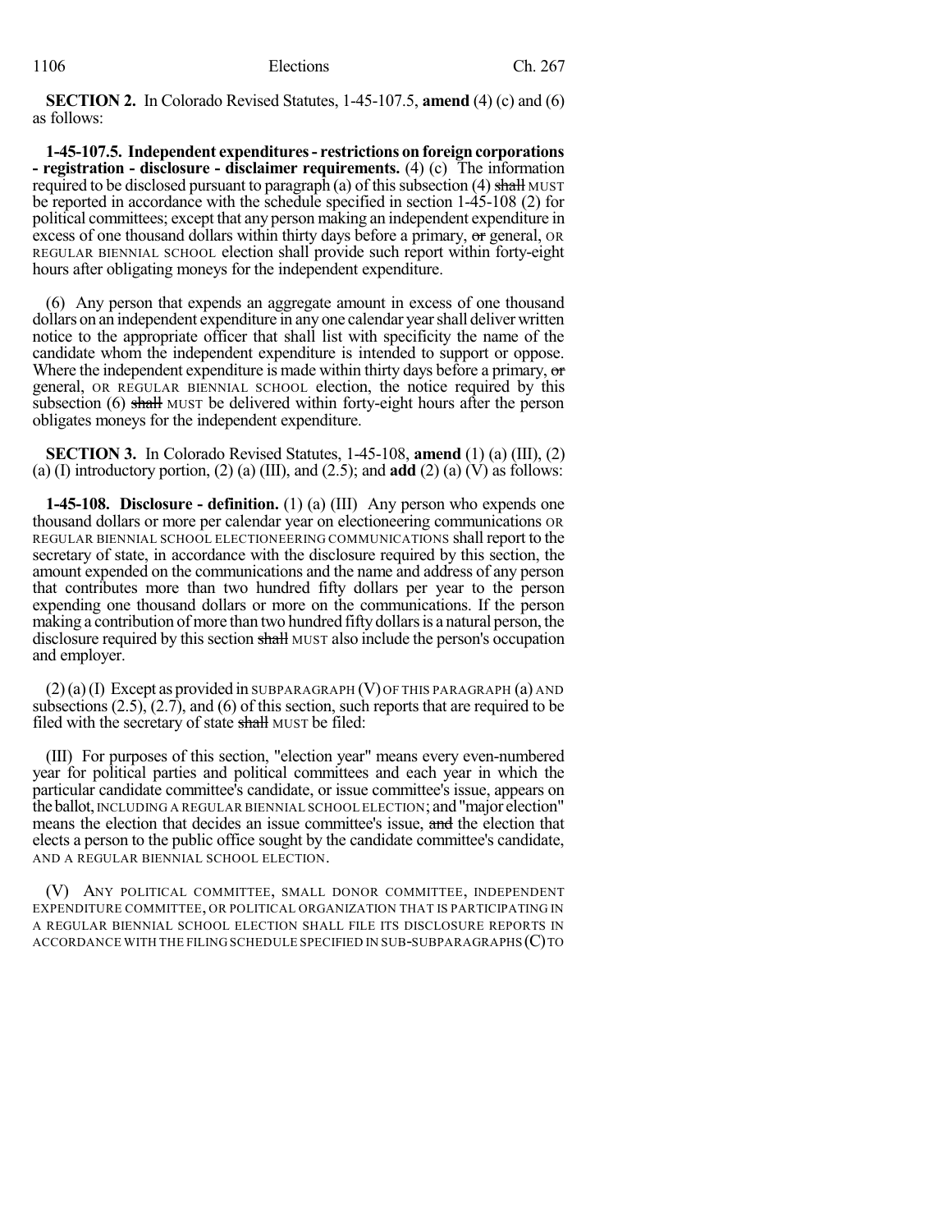**SECTION 2.** In Colorado Revised Statutes, 1-45-107.5, **amend** (4) (c) and (6) as follows:

**1-45-107.5. Independent expenditures - restrictions on foreign corporations - registration - disclosure - disclaimer requirements.** (4) (c) The information required to be disclosed pursuant to paragraph (a) of this subsection (4) ~~shall~~ MUST be reported in accordance with the schedule specified in section 1-45-108 (2) for political committees; except that any person making an independent expenditure in excess of one thousand dollars within thirty days before a primary, ~~or~~ general, OR REGULAR BIENNIAL SCHOOL election shall provide such report within forty-eight hours after obligating moneys for the independent expenditure.

(6) Any person that expends an aggregate amount in excess of one thousand dollars on an independent expenditure in any one calendar year shall deliver written notice to the appropriate officer that shall list with specificity the name of the candidate whom the independent expenditure is intended to support or oppose. Where the independent expenditure is made within thirty days before a primary, ~~or~~ general, OR REGULAR BIENNIAL SCHOOL election, the notice required by this subsection (6) ~~shall~~ MUST be delivered within forty-eight hours after the person obligates moneys for the independent expenditure.

**SECTION 3.** In Colorado Revised Statutes, 1-45-108, **amend** (1) (a) (III), (2) (a) (I) introductory portion, (2) (a) (III), and (2.5); and **add** (2) (a) (V) as follows:

**1-45-108. Disclosure - definition.** (1) (a) (III) Any person who expends one thousand dollars or more per calendar year on electioneering communications OR REGULAR BIENNIAL SCHOOL ELECTIONEERING COMMUNICATIONS shall report to the secretary of state, in accordance with the disclosure required by this section, the amount expended on the communications and the name and address of any person that contributes more than two hundred fifty dollars per year to the person expending one thousand dollars or more on the communications. If the person making a contribution of more than two hundred fifty dollars is a natural person, the disclosure required by this section ~~shall~~ MUST also include the person's occupation and employer.

(2) (a) (I) Except as provided in SUBPARAGRAPH (V) OF THIS PARAGRAPH (a) AND subsections (2.5), (2.7), and (6) of this section, such reports that are required to be filed with the secretary of state ~~shall~~ MUST be filed:

(III) For purposes of this section, "election year" means every even-numbered year for political parties and political committees and each year in which the particular candidate committee's candidate, or issue committee's issue, appears on the ballot, INCLUDING A REGULAR BIENNIAL SCHOOL ELECTION; and "major election" means the election that decides an issue committee's issue, ~~and~~ the election that elects a person to the public office sought by the candidate committee's candidate, AND A REGULAR BIENNIAL SCHOOL ELECTION.

(V) ANY POLITICAL COMMITTEE, SMALL DONOR COMMITTEE, INDEPENDENT EXPENDITURE COMMITTEE, OR POLITICAL ORGANIZATION THAT IS PARTICIPATING IN A REGULAR BIENNIAL SCHOOL ELECTION SHALL FILE ITS DISCLOSURE REPORTS IN ACCORDANCE WITH THE FILING SCHEDULE SPECIFIED IN SUB-SUBPARAGRAPHS (C) TO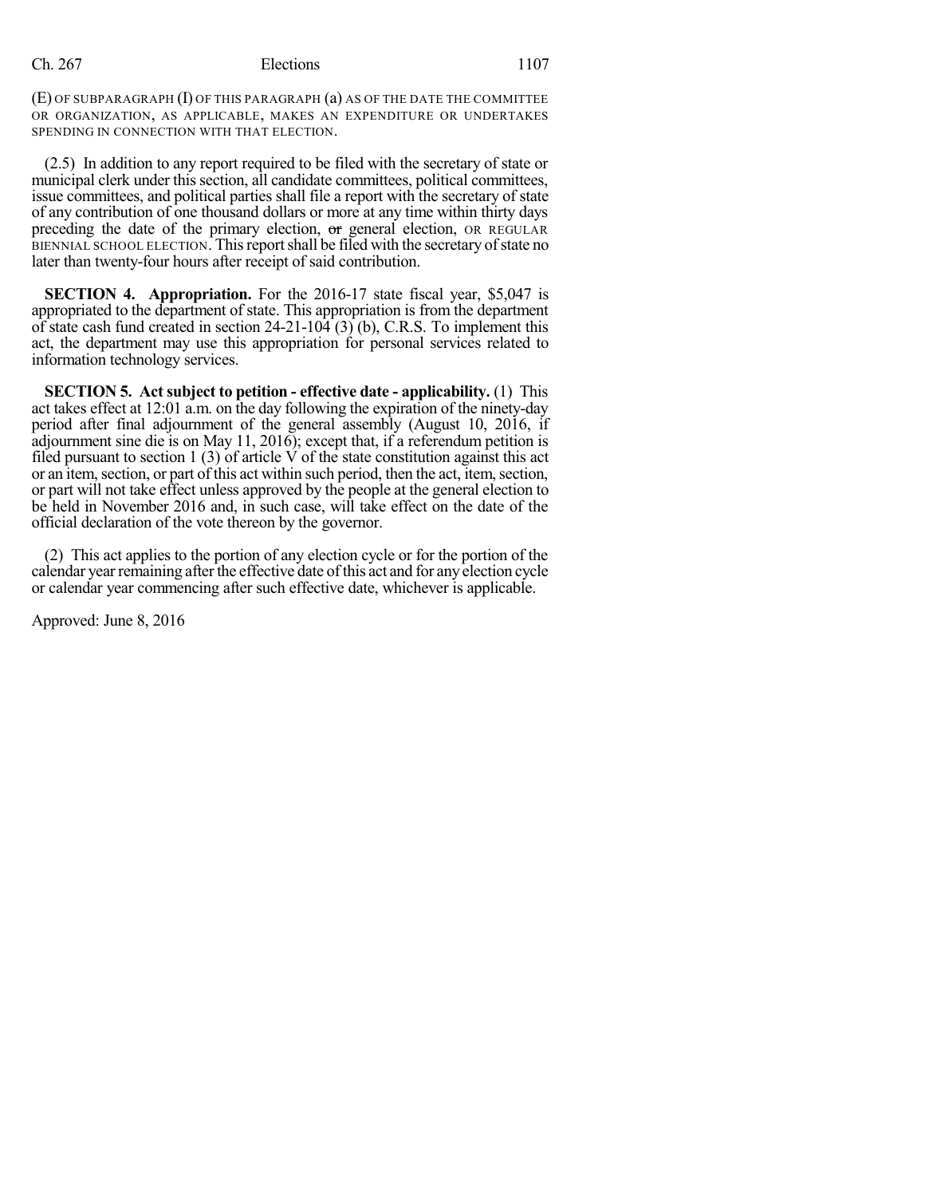(E) OF SUBPARAGRAPH (I) OF THIS PARAGRAPH (a) AS OF THE DATE THE COMMITTEE OR ORGANIZATION, AS APPLICABLE, MAKES AN EXPENDITURE OR UNDERTAKES SPENDING IN CONNECTION WITH THAT ELECTION.

(2.5) In addition to any report required to be filed with the secretary of state or municipal clerk under this section, all candidate committees, political committees, issue committees, and political parties shall file a report with the secretary of state of any contribution of one thousand dollars or more at any time within thirty days preceding the date of the primary election, ~~or~~ general election, OR REGULAR BIENNIAL SCHOOL ELECTION. This report shall be filed with the secretary of state no later than twenty-four hours after receipt of said contribution.

**SECTION 4. Appropriation.** For the 2016-17 state fiscal year, $5,047 is appropriated to the department of state. This appropriation is from the department of state cash fund created in section 24-21-104 (3) (b), C.R.S. To implement this act, the department may use this appropriation for personal services related to information technology services.

**SECTION 5. Act subject to petition - effective date - applicability.** (1) This act takes effect at 12:01 a.m. on the day following the expiration of the ninety-day period after final adjournment of the general assembly (August 10, 2016, if adjournment sine die is on May 11, 2016); except that, if a referendum petition is filed pursuant to section 1 (3) of article V of the state constitution against this act or an item, section, or part of this act within such period, then the act, item, section, or part will not take effect unless approved by the people at the general election to be held in November 2016 and, in such case, will take effect on the date of the official declaration of the vote thereon by the governor.

(2) This act applies to the portion of any election cycle or for the portion of the calendar year remaining after the effective date of this act and for any election cycle or calendar year commencing after such effective date, whichever is applicable.

Approved: June 8, 2016